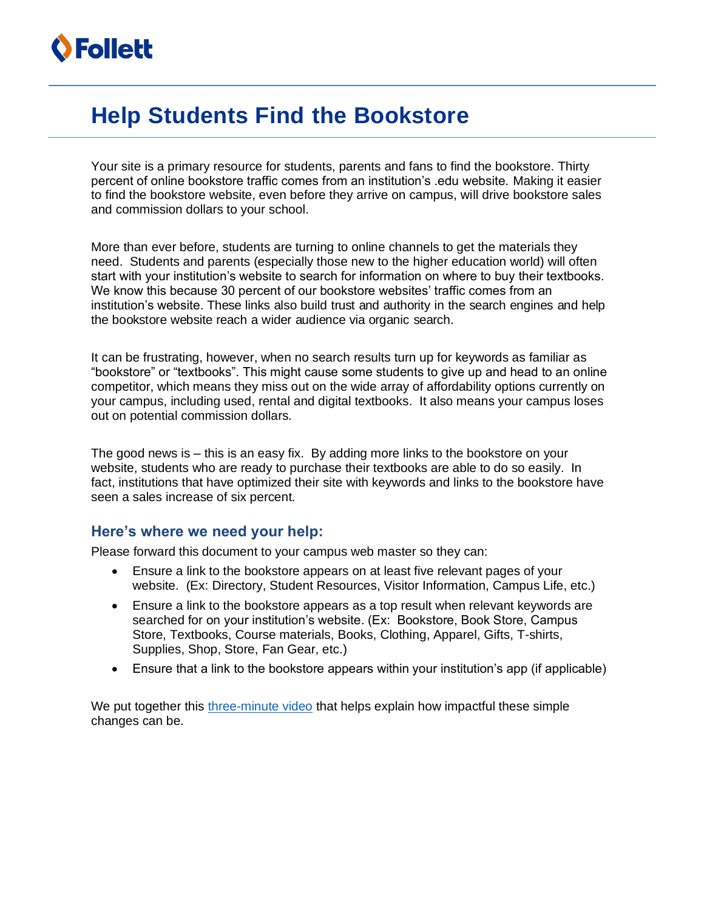Follett

# Help Students Find the Bookstore

Your site is a primary resource for students, parents and fans to find the bookstore. Thirty percent of online bookstore traffic comes from an institution's .edu website. Making it easier to find the bookstore website, even before they arrive on campus, will drive bookstore sales and commission dollars to your school.

More than ever before, students are turning to online channels to get the materials they need. Students and parents (especially those new to the higher education world) will often start with your institution's website to search for information on where to buy their textbooks. We know this because 30 percent of our bookstore websites' traffic comes from an institution's website. These links also build trust and authority in the search engines and help the bookstore website reach a wider audience via organic search.

It can be frustrating, however, when no search results turn up for keywords as familiar as "bookstore" or "textbooks". This might cause some students to give up and head to an online competitor, which means they miss out on the wide array of affordability options currently on your campus, including used, rental and digital textbooks. It also means your campus loses out on potential commission dollars.

The good news is – this is an easy fix. By adding more links to the bookstore on your website, students who are ready to purchase their textbooks are able to do so easily. In fact, institutions that have optimized their site with keywords and links to the bookstore have seen a sales increase of six percent.

## Here's where we need your help:

Please forward this document to your campus web master so they can:

- Ensure a link to the bookstore appears on at least five relevant pages of your website. (Ex: Directory, Student Resources, Visitor Information, Campus Life, etc.)
- Ensure a link to the bookstore appears as a top result when relevant keywords are searched for on your institution's website. (Ex: Bookstore, Book Store, Campus Store, Textbooks, Course materials, Books, Clothing, Apparel, Gifts, T-shirts, Supplies, Shop, Store, Fan Gear, etc.)
- Ensure that a link to the bookstore appears within your institution's app (if applicable)

We put together this three-minute video that helps explain how impactful these simple changes can be.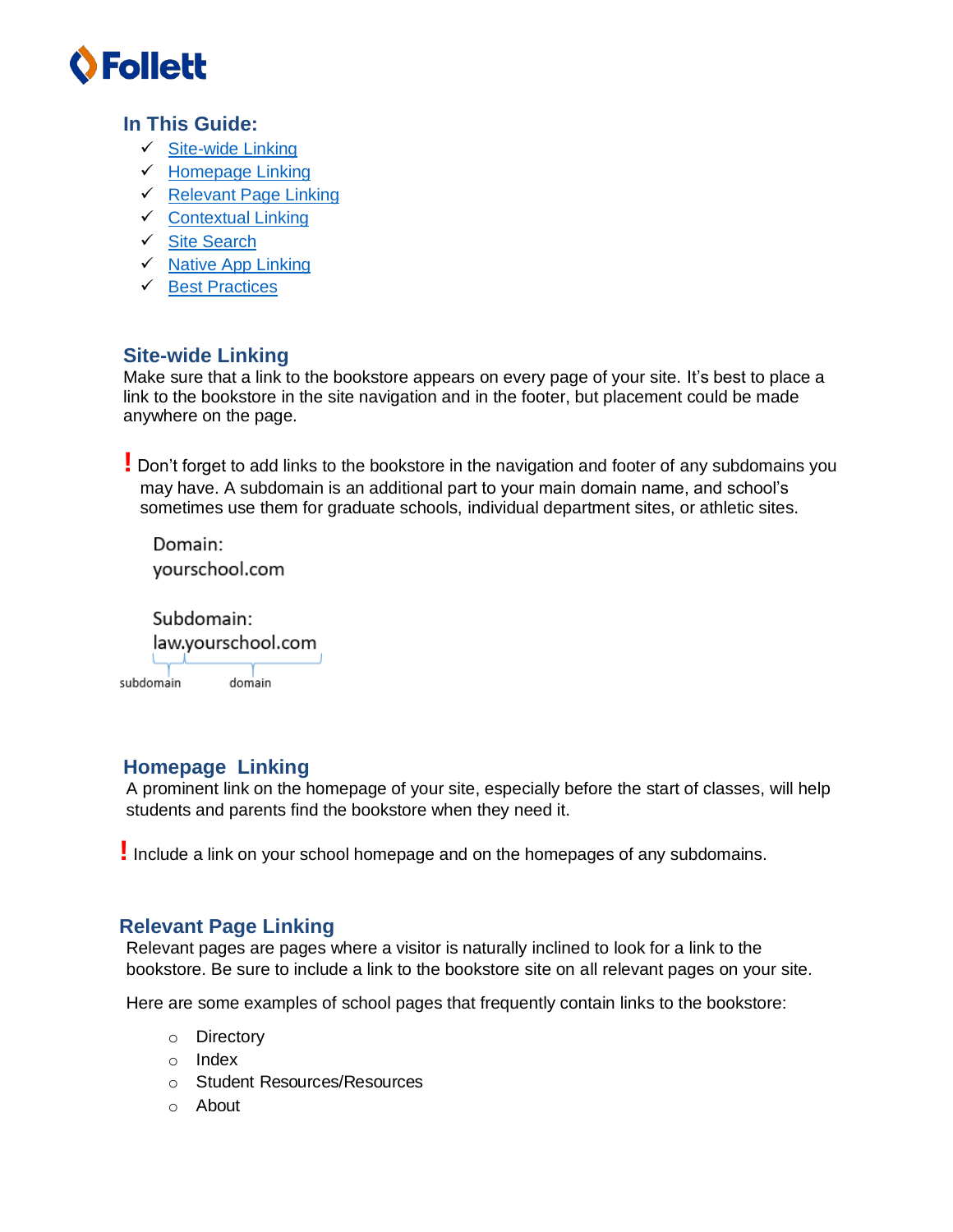Follett

## In This Guide:

- ✓ Site-wide Linking
- ✓ Homepage Linking
- ✓ Relevant Page Linking
- ✓ Contextual Linking
- ✓ Site Search
- ✓ Native App Linking
- ✓ Best Practices

## Site-wide Linking

Make sure that a link to the bookstore appears on every page of your site. It's best to place a link to the bookstore in the site navigation and in the footer, but placement could be made anywhere on the page.

**!** Don't forget to add links to the bookstore in the navigation and footer of any subdomains you may have. A subdomain is an additional part to your main domain name, and school's sometimes use them for graduate schools, individual department sites, or athletic sites.

Domain:
yourschool.com

Subdomain:
law.yourschool.com

subdomain domain

## Homepage Linking

A prominent link on the homepage of your site, especially before the start of classes, will help students and parents find the bookstore when they need it.

**!** Include a link on your school homepage and on the homepages of any subdomains.

## Relevant Page Linking

Relevant pages are pages where a visitor is naturally inclined to look for a link to the bookstore. Be sure to include a link to the bookstore site on all relevant pages on your site.

Here are some examples of school pages that frequently contain links to the bookstore:

- Directory
- Index
- Student Resources/Resources
- About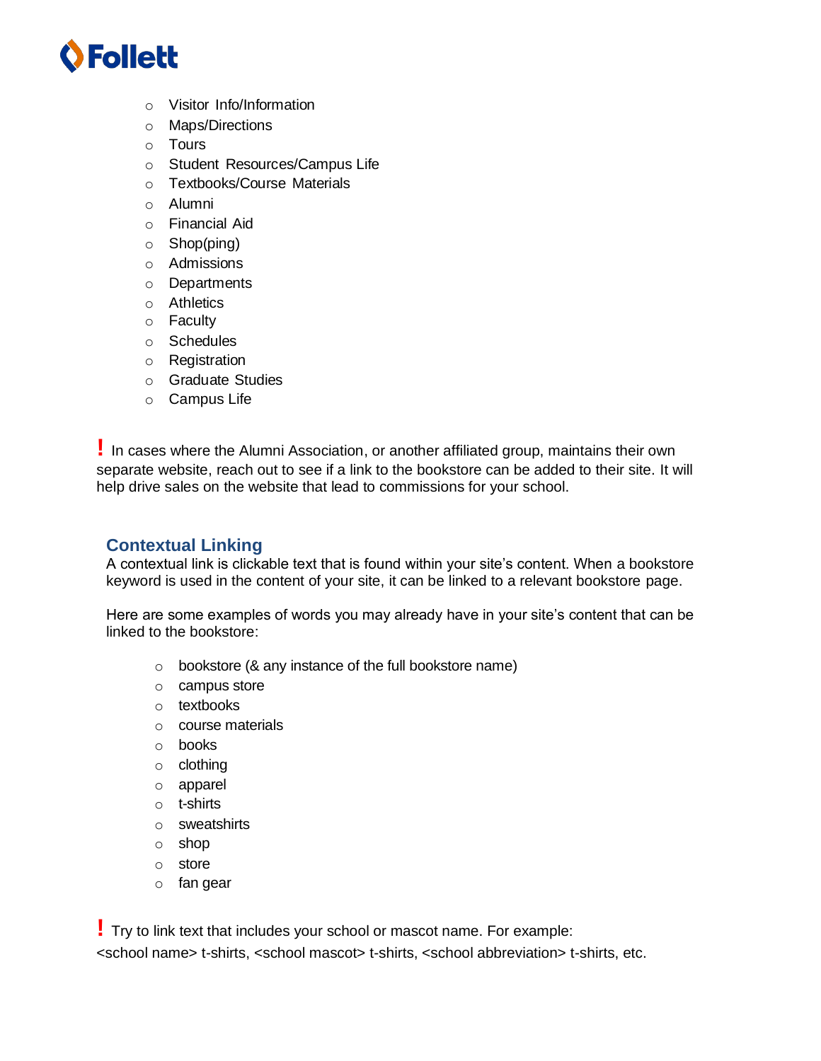- Visitor Info/Information
- Maps/Directions
- Tours
- Student Resources/Campus Life
- Textbooks/Course Materials
- Alumni
- Financial Aid
- Shop(ping)
- Admissions
- Departments
- Athletics
- Faculty
- Schedules
- Registration
- Graduate Studies
- Campus Life

**!** In cases where the Alumni Association, or another affiliated group, maintains their own separate website, reach out to see if a link to the bookstore can be added to their site. It will help drive sales on the website that lead to commissions for your school.

## Contextual Linking

A contextual link is clickable text that is found within your site's content. When a bookstore keyword is used in the content of your site, it can be linked to a relevant bookstore page.

Here are some examples of words you may already have in your site's content that can be linked to the bookstore:

- bookstore (& any instance of the full bookstore name)
- campus store
- textbooks
- course materials
- books
- clothing
- apparel
- t-shirts
- sweatshirts
- shop
- store
- fan gear

**!** Try to link text that includes your school or mascot name. For example: <school name> t-shirts, <school mascot> t-shirts, <school abbreviation> t-shirts, etc.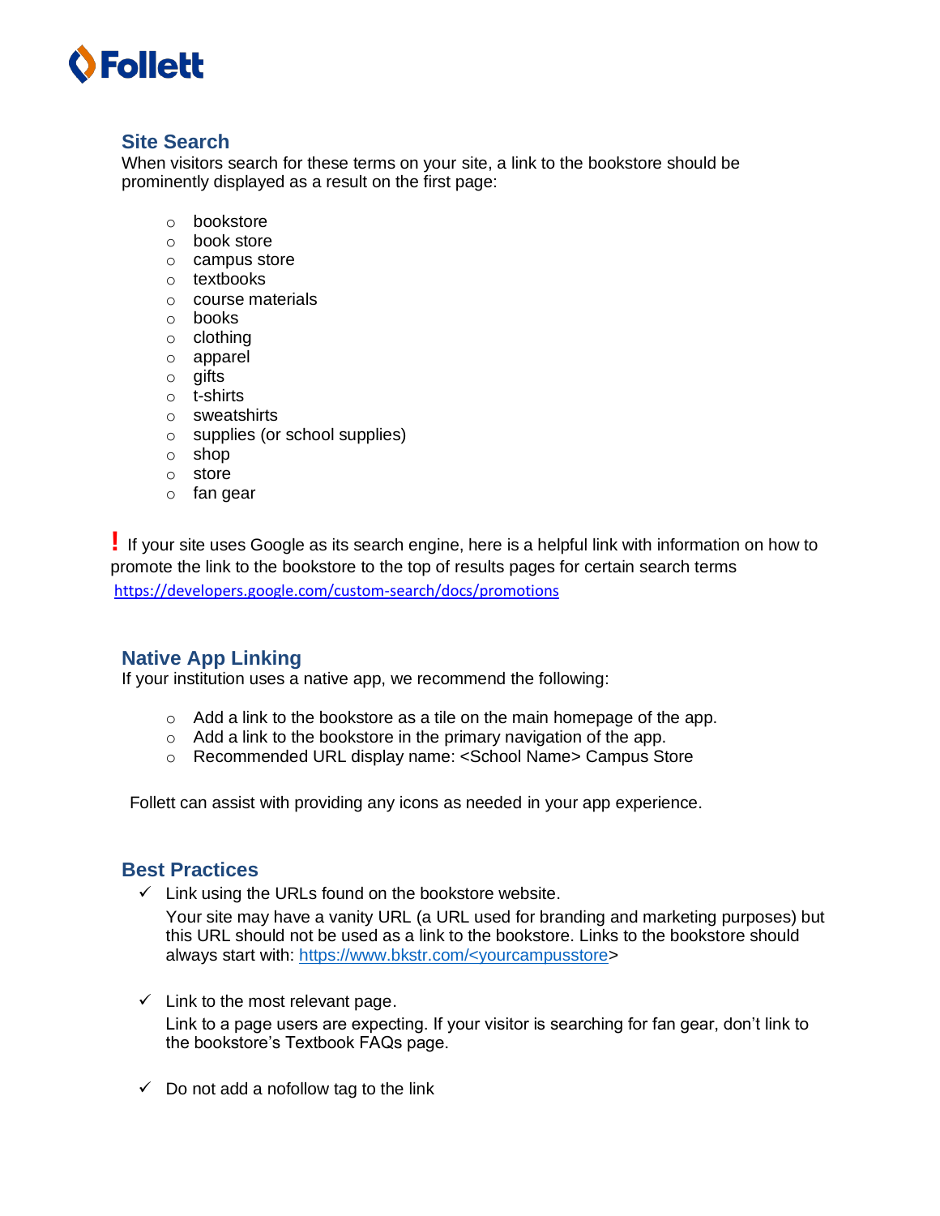## Site Search

When visitors search for these terms on your site, a link to the bookstore should be prominently displayed as a result on the first page:

- bookstore
- book store
- campus store
- textbooks
- course materials
- books
- clothing
- apparel
- gifts
- t-shirts
- sweatshirts
- supplies (or school supplies)
- shop
- store
- fan gear

**!** If your site uses Google as its search engine, here is a helpful link with information on how to promote the link to the bookstore to the top of results pages for certain search terms https://developers.google.com/custom-search/docs/promotions

## Native App Linking

If your institution uses a native app, we recommend the following:

- Add a link to the bookstore as a tile on the main homepage of the app.
- Add a link to the bookstore in the primary navigation of the app.
- Recommended URL display name: <School Name> Campus Store

Follett can assist with providing any icons as needed in your app experience.

## Best Practices

- ✓ Link using the URLs found on the bookstore website.

  Your site may have a vanity URL (a URL used for branding and marketing purposes) but this URL should not be used as a link to the bookstore. Links to the bookstore should always start with: https://www.bkstr.com/<yourcampusstore>

- ✓ Link to the most relevant page.

  Link to a page users are expecting. If your visitor is searching for fan gear, don't link to the bookstore's Textbook FAQs page.

- ✓ Do not add a nofollow tag to the link